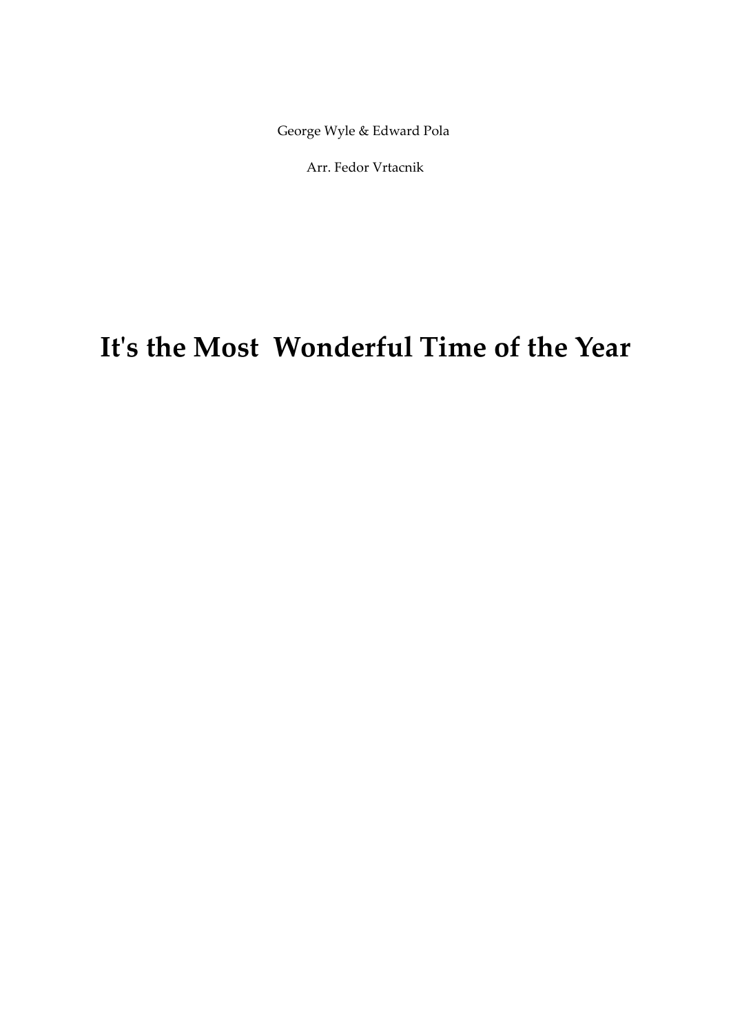George Wyle & Edward Pola

Arr. Fedor Vrtacnik

# It's the Most Wonderful Time of the Year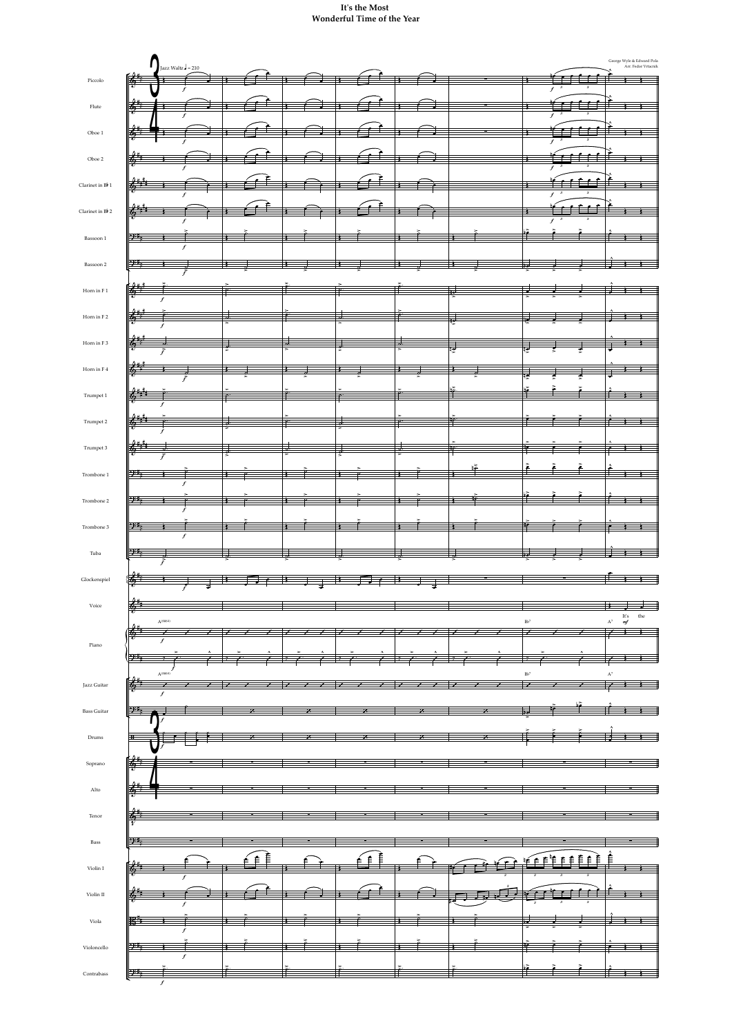# It's the Most Wonderful Time of the Year

George Wyle & Edward Pola
Arr. Fedor Vrtacnik

Jazz Waltz ♩ = 210

Piccolo

Flute

Oboe 1

Oboe 2

Clarinet in B♭ 1

Clarinet in B♭ 2

Bassoon 1

Bassoon 2

Horn in F 1

Horn in F 2

Horn in F 3

Horn in F 4

Trumpet 1

Trumpet 2

Trumpet 3

Trombone 1

Trombone 2

Trombone 3

Tuba

Glockenspiel

Voice

It's the

Piano

A(add4) B♭7 A7

Jazz Guitar

A(add4) B♭7 A7

Bass Guitar

Drums

Soprano

Alto

Tenor

Bass

Violin I

Violin II

Viola

Violoncello

Contrabass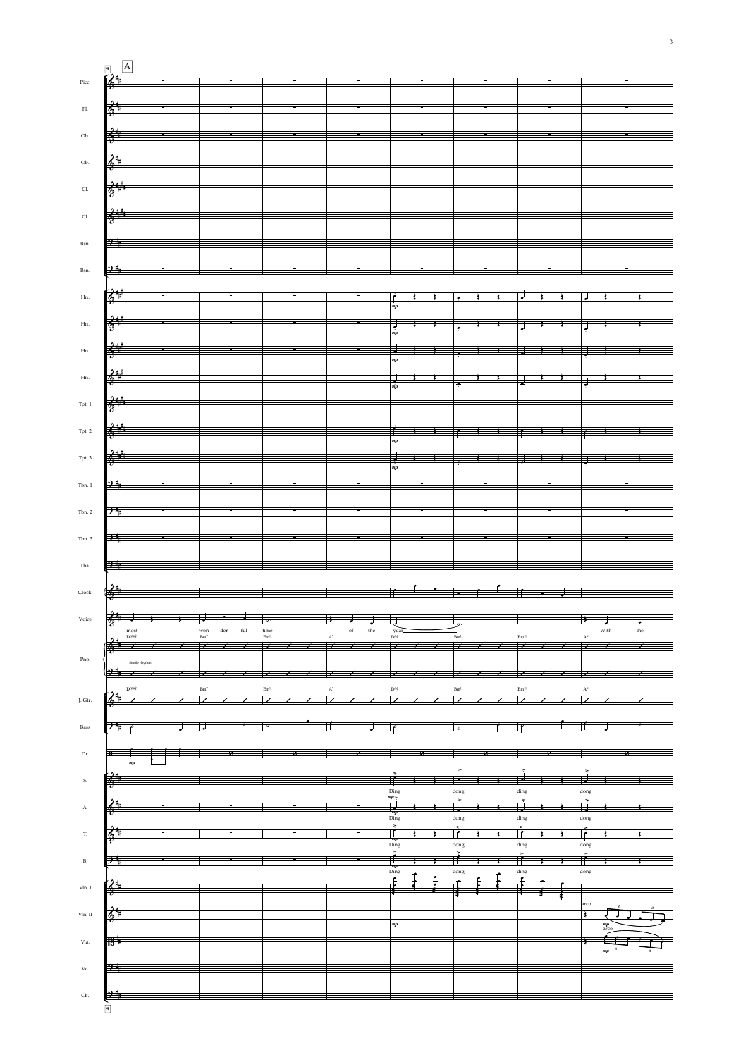A

Picc.

Fl.

Ob.

Ob.

Cl.

Cl.

Bsn.

Bsn.

Hn.

Hn.

Hn.

Hn.

Tpt. 1

Tpt. 2

Tpt. 3

Tbn. 1

Tbn. 2

Tbn. 3

Tba.

Glock.

Voice: most won - der - ful time of the year With the

Pno.: Dmaj9 Bm7 Em11 A7 D6/9 Bm11 Em11 A9

Simile rhythm

J. Gtr.: Dmaj9 Bm7 Em11 A7 D6/9 Bm11 Em11 A9

Bass

Dr.

S.: Ding dong ding dong

A.: Ding dong ding dong

T.: Ding dong ding dong

B.: Ding dong ding dong

Vln. I

Vln. II: arco

Vla.: arco

Vc.

Cb.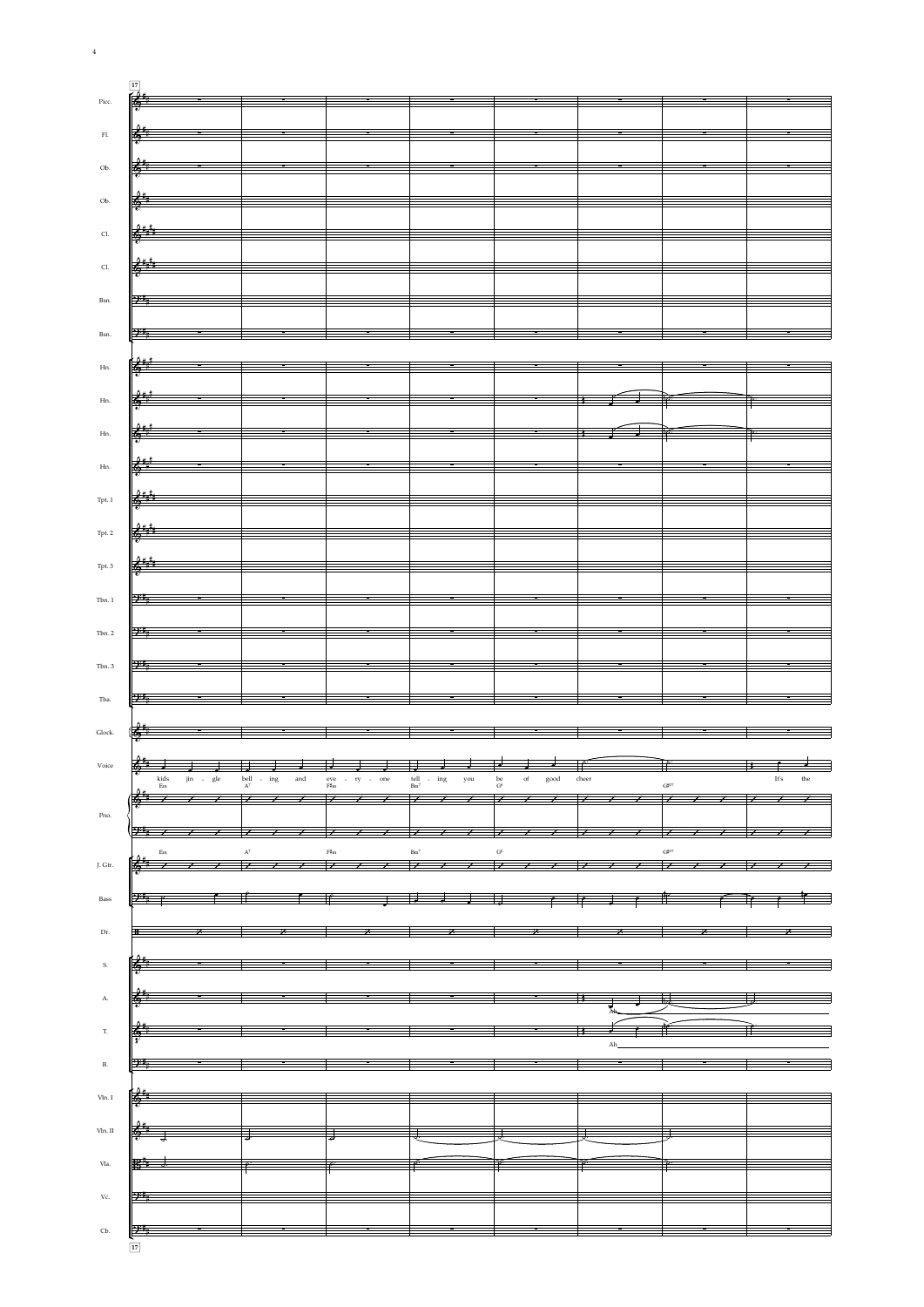17

Picc.

Fl.

Ob.

Ob.

Cl.

Cl.

Bsn.

Bsn.

Hn.

Hn.

Hn.

Hn.

Tpt. 1

Tpt. 2

Tpt. 3

Tbn. 1

Tbn. 2

Tbn. 3

Tba.

Glock.

Voice

kids jin - gle bell - ing and eve - ry - one tell - ing you be of good cheer It's the

Em A7 F♯m Bm7 G6 G♯°7

Pno.

J. Gtr.

Em A7 F♯m Bm7 G6 G♯°7

Bass

Dr.

S.

A.

Ah

T.

Ah

B.

Vln. I

Vln. II

Vla.

Vc.

Cb.

17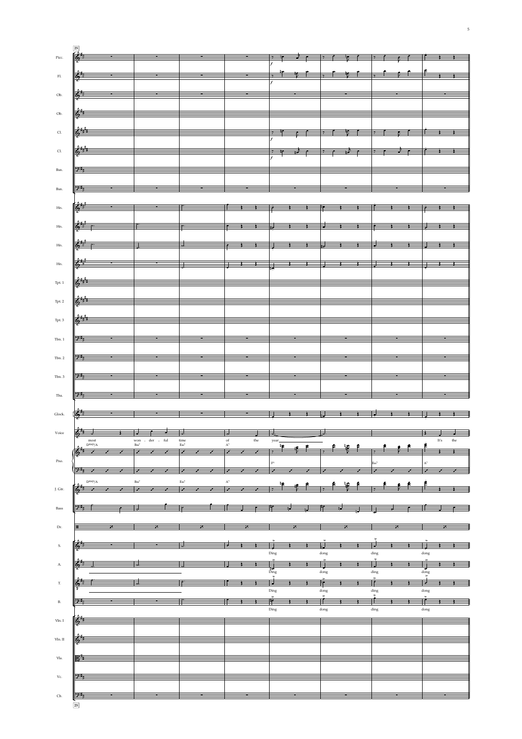25

Picc.
Fl.
Ob.
Ob.
Cl.
Cl.
Bsn.
Bsn.
Hn.
Hn.
Hn.
Hn.
Tpt. 1
Tpt. 2
Tpt. 3
Tbn. 1
Tbn. 2
Tbn. 3
Tba.
Glock.
Voice
Pno.
J. Gtr.
Bass
Dr.
S.
A.
T.
B.
Vln. I
Vln. II
Vla.
Vc.
Cb.

*f*

Voice: most won - der - ful time of the year It's the

D#ø/A Bm7 Em7 A7 F♭ Em7 A7

S., A., T., B.: Ding dong ding dong

25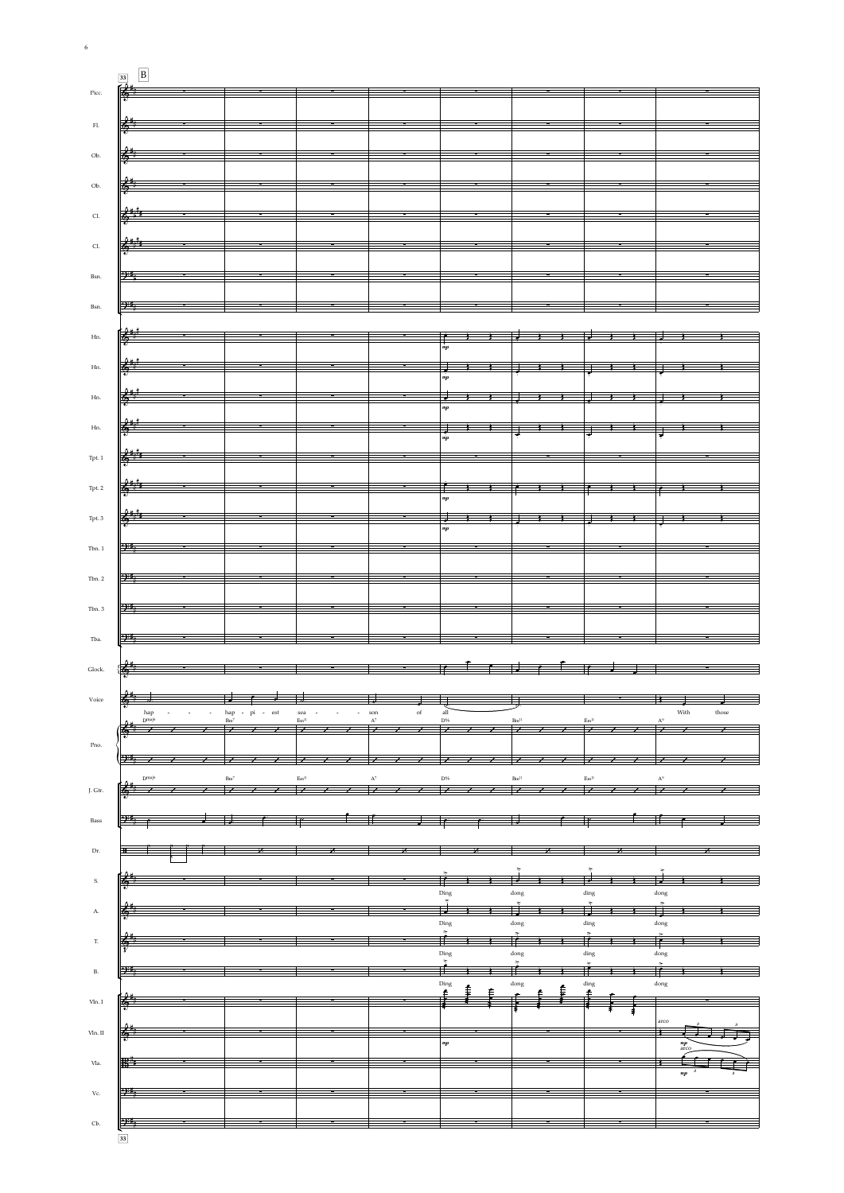33 B

Picc.

Fl.

Ob.

Ob.

Cl.

Cl.

Bsn.

Bsn.

Hn. *mp*

Hn. *mp*

Hn. *mp*

Hn. *mp*

Tpt. 1

Tpt. 2 *mp*

Tpt. 3 *mp*

Tbn. 1

Tbn. 2

Tbn. 3

Tba.

Glock.

Voice: hap - - - hap - pi - est sea - - - - son of all With those

Pno.: D(add9) Bm7 Em11 A7 D% Bm11 Em11 A9

J. Gtr.: D(add9) Bm7 Em11 A7 D% Bm11 Em11 A9

Bass

Dr.

S.: Ding dong ding dong

A.: Ding dong ding dong

T.: Ding dong ding dong

B.: Ding dong ding dong

Vln. I

Vln. II *mp* arco *mp*

Vla. arco *mp*

Vc.

Cb.

33